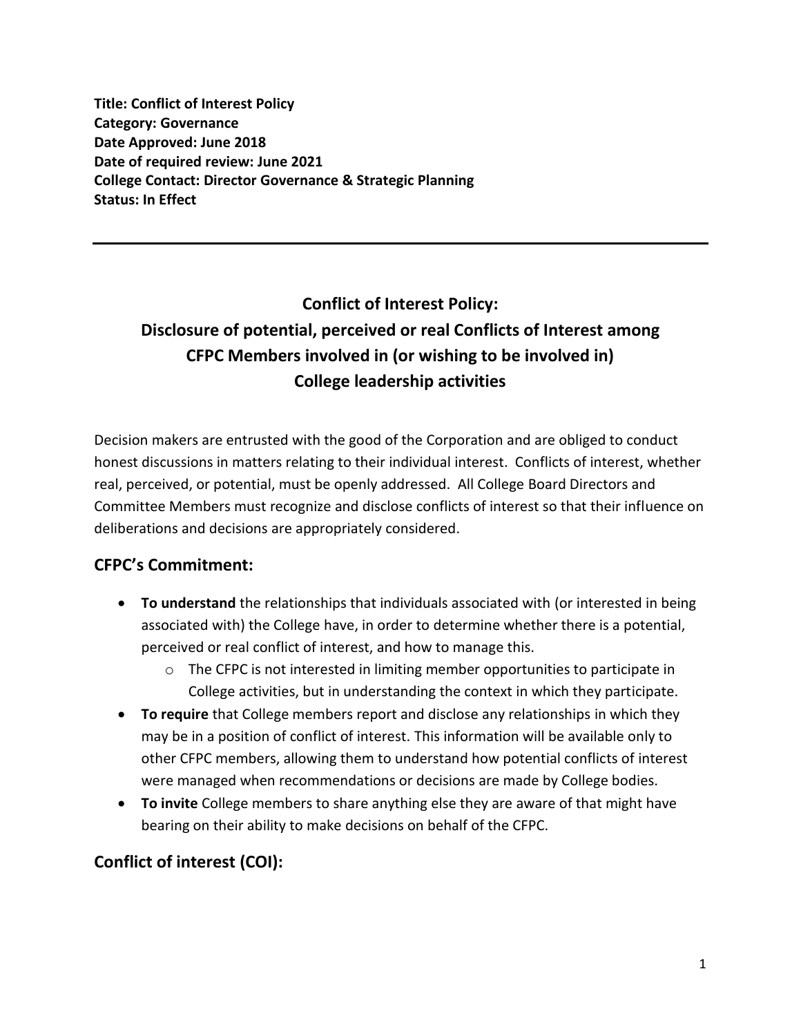**Title: Conflict of Interest Policy**
**Category: Governance**
**Date Approved: June 2018**
**Date of required review: June 2021**
**College Contact: Director Governance & Strategic Planning**
**Status: In Effect**

---

# Conflict of Interest Policy: Disclosure of potential, perceived or real Conflicts of Interest among CFPC Members involved in (or wishing to be involved in) College leadership activities

Decision makers are entrusted with the good of the Corporation and are obliged to conduct honest discussions in matters relating to their individual interest. Conflicts of interest, whether real, perceived, or potential, must be openly addressed. All College Board Directors and Committee Members must recognize and disclose conflicts of interest so that their influence on deliberations and decisions are appropriately considered.

## CFPC's Commitment:

- **To understand** the relationships that individuals associated with (or interested in being associated with) the College have, in order to determine whether there is a potential, perceived or real conflict of interest, and how to manage this.
  - The CFPC is not interested in limiting member opportunities to participate in College activities, but in understanding the context in which they participate.
- **To require** that College members report and disclose any relationships in which they may be in a position of conflict of interest. This information will be available only to other CFPC members, allowing them to understand how potential conflicts of interest were managed when recommendations or decisions are made by College bodies.
- **To invite** College members to share anything else they are aware of that might have bearing on their ability to make decisions on behalf of the CFPC.

## Conflict of interest (COI):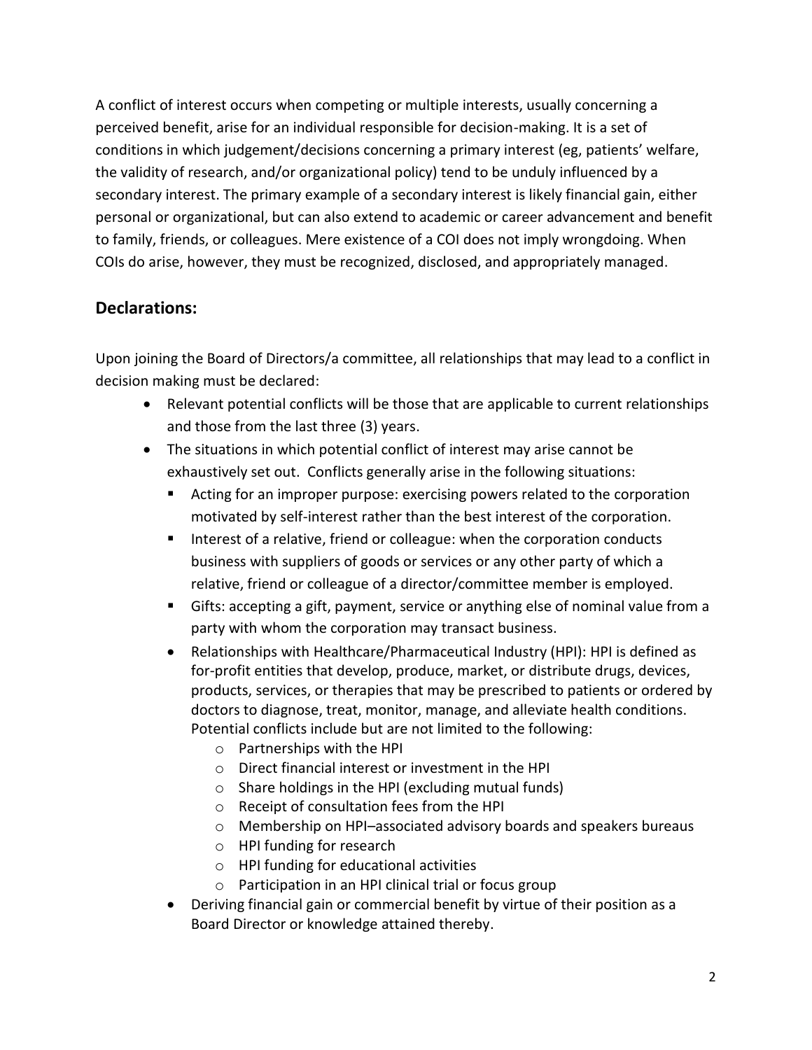A conflict of interest occurs when competing or multiple interests, usually concerning a perceived benefit, arise for an individual responsible for decision-making. It is a set of conditions in which judgement/decisions concerning a primary interest (eg, patients' welfare, the validity of research, and/or organizational policy) tend to be unduly influenced by a secondary interest. The primary example of a secondary interest is likely financial gain, either personal or organizational, but can also extend to academic or career advancement and benefit to family, friends, or colleagues. Mere existence of a COI does not imply wrongdoing. When COIs do arise, however, they must be recognized, disclosed, and appropriately managed.

## Declarations:

Upon joining the Board of Directors/a committee, all relationships that may lead to a conflict in decision making must be declared:

- Relevant potential conflicts will be those that are applicable to current relationships and those from the last three (3) years.
- The situations in which potential conflict of interest may arise cannot be exhaustively set out. Conflicts generally arise in the following situations:
  - Acting for an improper purpose: exercising powers related to the corporation motivated by self-interest rather than the best interest of the corporation.
  - Interest of a relative, friend or colleague: when the corporation conducts business with suppliers of goods or services or any other party of which a relative, friend or colleague of a director/committee member is employed.
  - Gifts: accepting a gift, payment, service or anything else of nominal value from a party with whom the corporation may transact business.
- Relationships with Healthcare/Pharmaceutical Industry (HPI): HPI is defined as for-profit entities that develop, produce, market, or distribute drugs, devices, products, services, or therapies that may be prescribed to patients or ordered by doctors to diagnose, treat, monitor, manage, and alleviate health conditions. Potential conflicts include but are not limited to the following:
  - Partnerships with the HPI
  - Direct financial interest or investment in the HPI
  - Share holdings in the HPI (excluding mutual funds)
  - Receipt of consultation fees from the HPI
  - Membership on HPI–associated advisory boards and speakers bureaus
  - HPI funding for research
  - HPI funding for educational activities
  - Participation in an HPI clinical trial or focus group
- Deriving financial gain or commercial benefit by virtue of their position as a Board Director or knowledge attained thereby.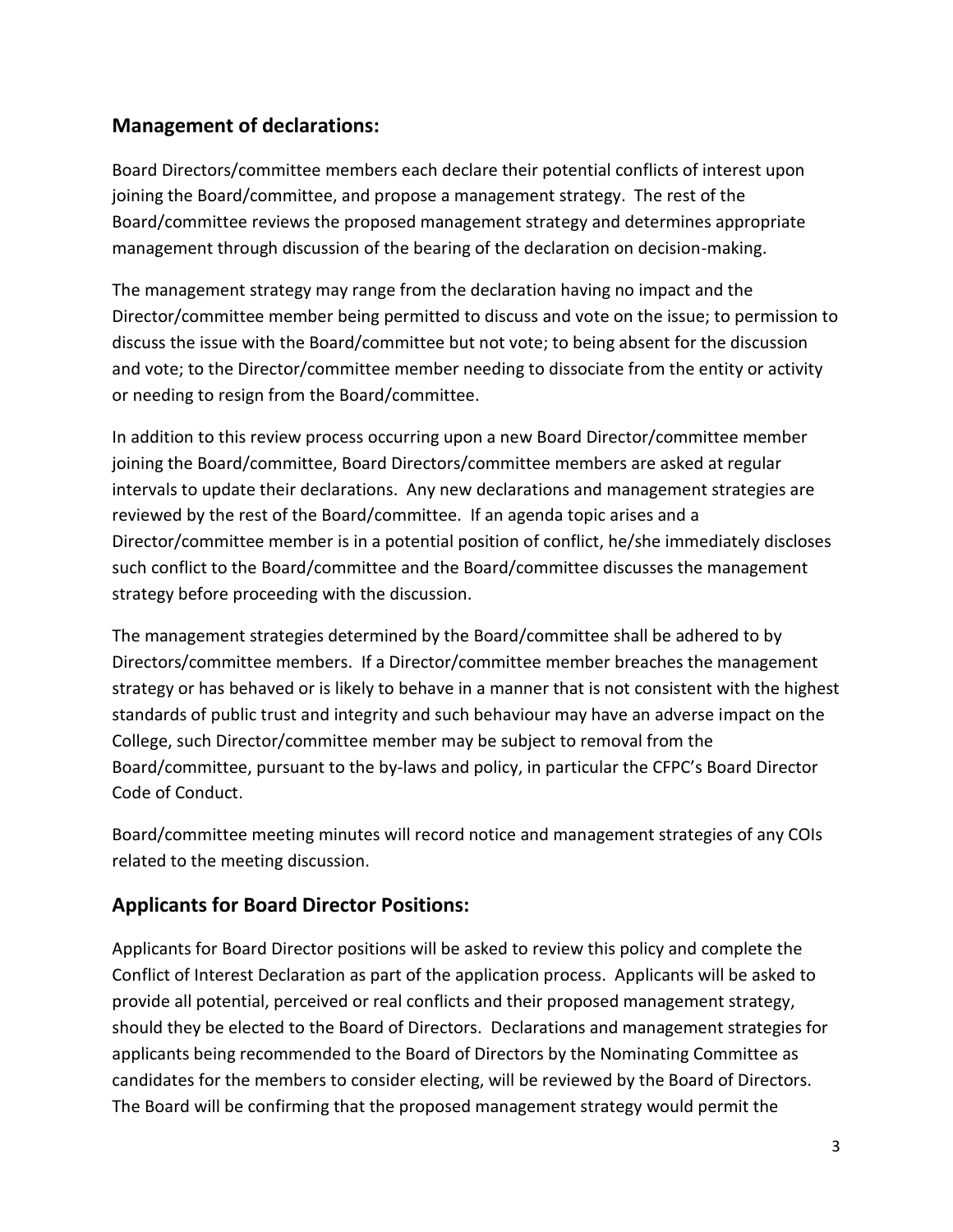## Management of declarations:

Board Directors/committee members each declare their potential conflicts of interest upon joining the Board/committee, and propose a management strategy. The rest of the Board/committee reviews the proposed management strategy and determines appropriate management through discussion of the bearing of the declaration on decision-making.

The management strategy may range from the declaration having no impact and the Director/committee member being permitted to discuss and vote on the issue; to permission to discuss the issue with the Board/committee but not vote; to being absent for the discussion and vote; to the Director/committee member needing to dissociate from the entity or activity or needing to resign from the Board/committee.

In addition to this review process occurring upon a new Board Director/committee member joining the Board/committee, Board Directors/committee members are asked at regular intervals to update their declarations. Any new declarations and management strategies are reviewed by the rest of the Board/committee. If an agenda topic arises and a Director/committee member is in a potential position of conflict, he/she immediately discloses such conflict to the Board/committee and the Board/committee discusses the management strategy before proceeding with the discussion.

The management strategies determined by the Board/committee shall be adhered to by Directors/committee members. If a Director/committee member breaches the management strategy or has behaved or is likely to behave in a manner that is not consistent with the highest standards of public trust and integrity and such behaviour may have an adverse impact on the College, such Director/committee member may be subject to removal from the Board/committee, pursuant to the by-laws and policy, in particular the CFPC's Board Director Code of Conduct.

Board/committee meeting minutes will record notice and management strategies of any COIs related to the meeting discussion.

## Applicants for Board Director Positions:

Applicants for Board Director positions will be asked to review this policy and complete the Conflict of Interest Declaration as part of the application process. Applicants will be asked to provide all potential, perceived or real conflicts and their proposed management strategy, should they be elected to the Board of Directors. Declarations and management strategies for applicants being recommended to the Board of Directors by the Nominating Committee as candidates for the members to consider electing, will be reviewed by the Board of Directors. The Board will be confirming that the proposed management strategy would permit the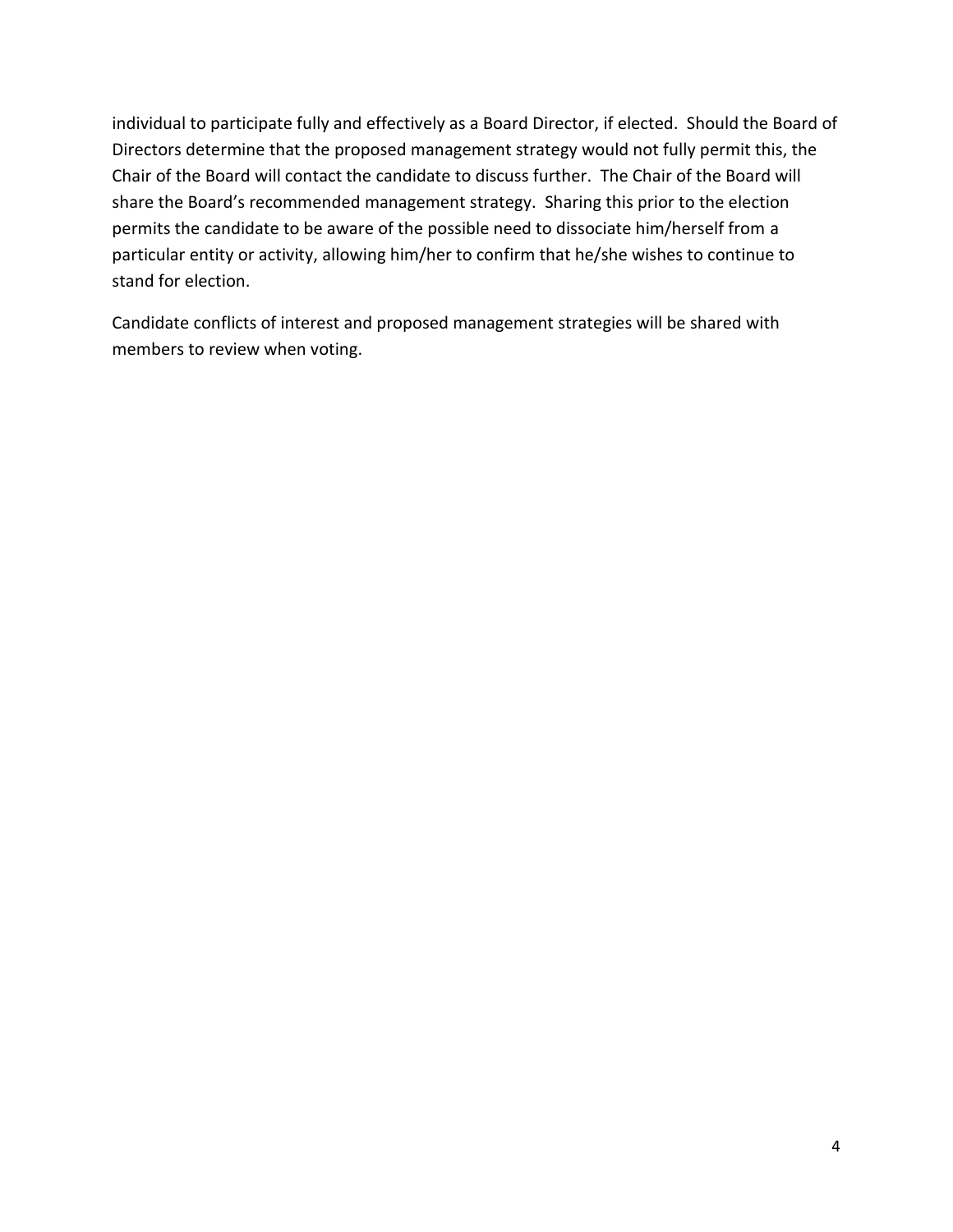individual to participate fully and effectively as a Board Director, if elected. Should the Board of Directors determine that the proposed management strategy would not fully permit this, the Chair of the Board will contact the candidate to discuss further. The Chair of the Board will share the Board's recommended management strategy. Sharing this prior to the election permits the candidate to be aware of the possible need to dissociate him/herself from a particular entity or activity, allowing him/her to confirm that he/she wishes to continue to stand for election.

Candidate conflicts of interest and proposed management strategies will be shared with members to review when voting.